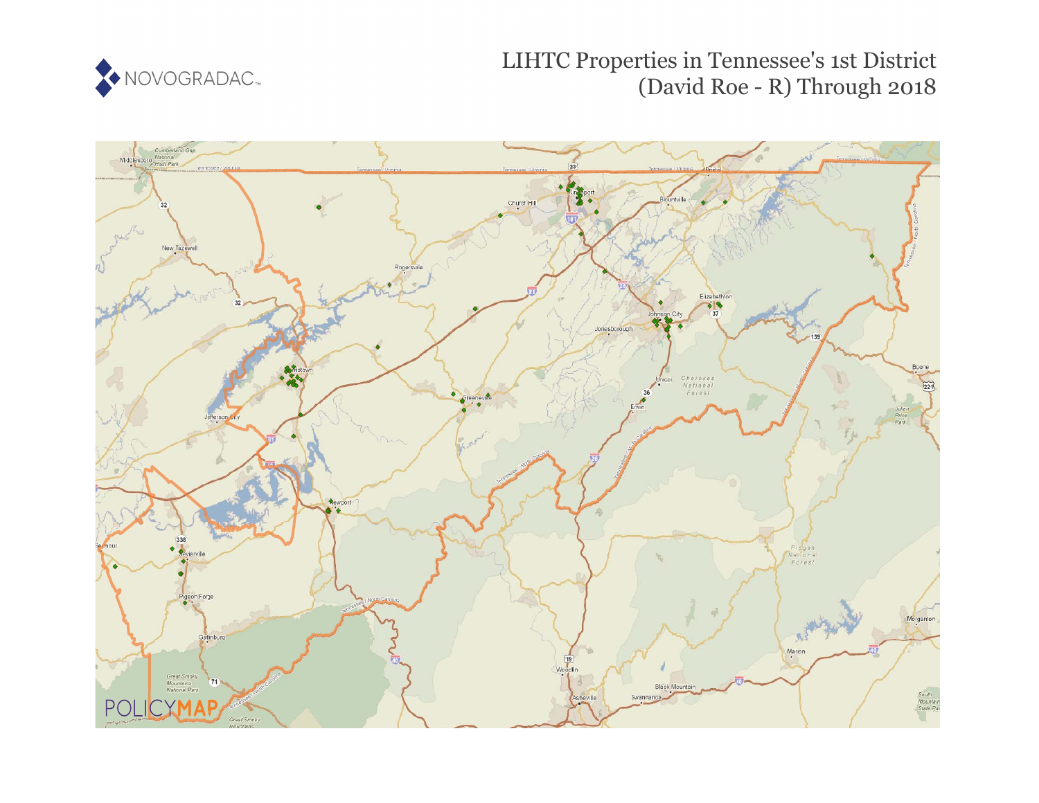NOVOGRADAC

# LIHTC Properties in Tennessee's 1st District (David Roe - R) Through 2018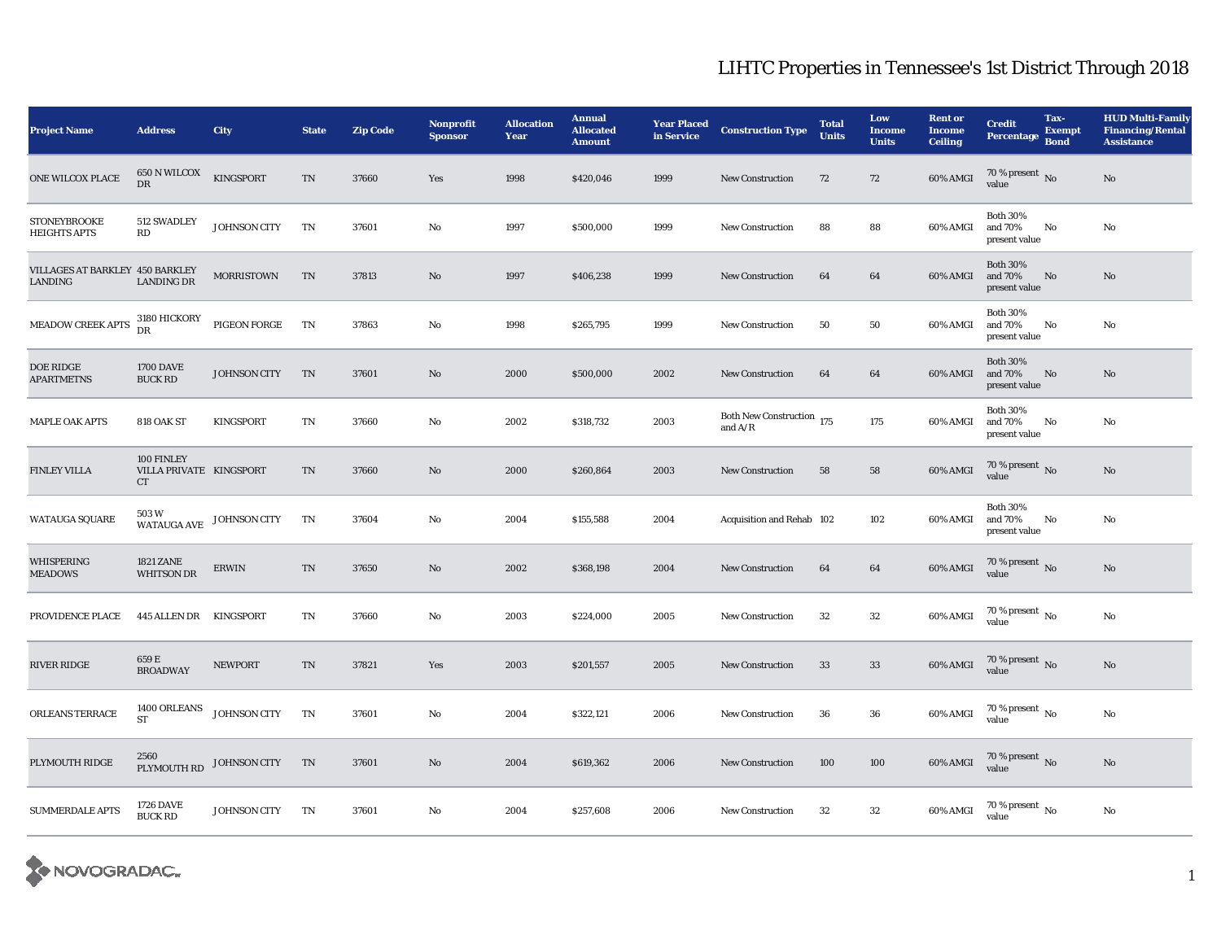# LIHTC Properties in Tennessee's 1st District Through 2018

| Project Name | Address | City | State | Zip Code | Nonprofit Sponsor | Allocation Year | Annual Allocated Amount | Year Placed in Service | Construction Type | Total Units | Low Income Units | Rent or Income Ceiling | Credit Percentage | Tax-Exempt Bond | HUD Multi-Family Financing/Rental Assistance |
|---|---|---|---|---|---|---|---|---|---|---|---|---|---|---|---|
| ONE WILCOX PLACE | 650 N WILCOX DR | KINGSPORT | TN | 37660 | Yes | 1998 | $420,046 | 1999 | New Construction | 72 | 72 | 60% AMGI | 70 % present value | No | No |
| STONEYBROOKE HEIGHTS APTS | 512 SWADLEY RD | JOHNSON CITY | TN | 37601 | No | 1997 | $500,000 | 1999 | New Construction | 88 | 88 | 60% AMGI | Both 30% and 70% present value | No | No |
| VILLAGES AT BARKLEY LANDING | 450 BARKLEY LANDING DR | MORRISTOWN | TN | 37813 | No | 1997 | $406,238 | 1999 | New Construction | 64 | 64 | 60% AMGI | Both 30% and 70% present value | No | No |
| MEADOW CREEK APTS | 3180 HICKORY DR | PIGEON FORGE | TN | 37863 | No | 1998 | $265,795 | 1999 | New Construction | 50 | 50 | 60% AMGI | Both 30% and 70% present value | No | No |
| DOE RIDGE APARTMETNS | 1700 DAVE BUCK RD | JOHNSON CITY | TN | 37601 | No | 2000 | $500,000 | 2002 | New Construction | 64 | 64 | 60% AMGI | Both 30% and 70% present value | No | No |
| MAPLE OAK APTS | 818 OAK ST | KINGSPORT | TN | 37660 | No | 2002 | $318,732 | 2003 | Both New Construction and A/R | 175 | 175 | 60% AMGI | Both 30% and 70% present value | No | No |
| FINLEY VILLA | 100 FINLEY VILLA PRIVATE CT | KINGSPORT | TN | 37660 | No | 2000 | $260,864 | 2003 | New Construction | 58 | 58 | 60% AMGI | 70 % present value | No | No |
| WATAUGA SQUARE | 503 W WATAUGA AVE | JOHNSON CITY | TN | 37604 | No | 2004 | $155,588 | 2004 | Acquisition and Rehab | 102 | 102 | 60% AMGI | Both 30% and 70% present value | No | No |
| WHISPERING MEADOWS | 1821 ZANE WHITSON DR | ERWIN | TN | 37650 | No | 2002 | $368,198 | 2004 | New Construction | 64 | 64 | 60% AMGI | 70 % present value | No | No |
| PROVIDENCE PLACE | 445 ALLEN DR | KINGSPORT | TN | 37660 | No | 2003 | $224,000 | 2005 | New Construction | 32 | 32 | 60% AMGI | 70 % present value | No | No |
| RIVER RIDGE | 659 E BROADWAY | NEWPORT | TN | 37821 | Yes | 2003 | $201,557 | 2005 | New Construction | 33 | 33 | 60% AMGI | 70 % present value | No | No |
| ORLEANS TERRACE | 1400 ORLEANS ST | JOHNSON CITY | TN | 37601 | No | 2004 | $322,121 | 2006 | New Construction | 36 | 36 | 60% AMGI | 70 % present value | No | No |
| PLYMOUTH RIDGE | 2560 PLYMOUTH RD | JOHNSON CITY | TN | 37601 | No | 2004 | $619,362 | 2006 | New Construction | 100 | 100 | 60% AMGI | 70 % present value | No | No |
| SUMMERDALE APTS | 1726 DAVE BUCK RD | JOHNSON CITY | TN | 37601 | No | 2004 | $257,608 | 2006 | New Construction | 32 | 32 | 60% AMGI | 70 % present value | No | No |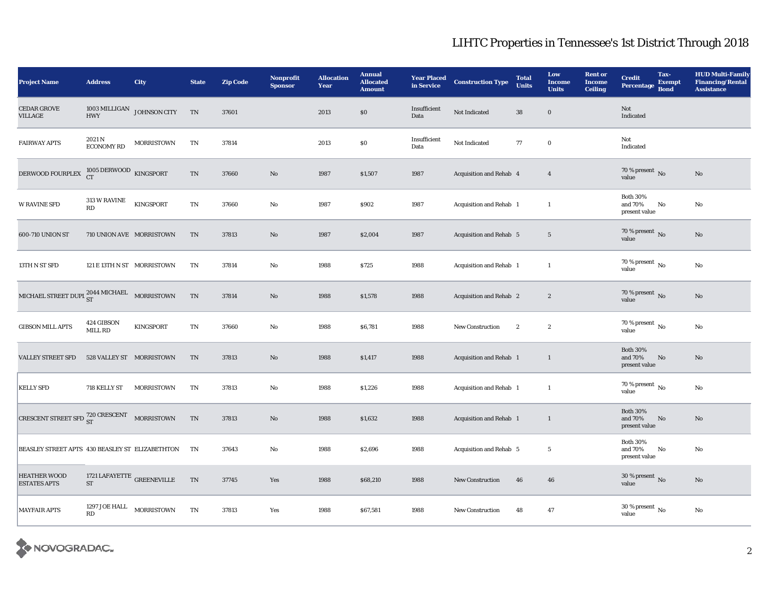# LIHTC Properties in Tennessee's 1st District Through 2018

| Project Name | Address | City | State | Zip Code | Nonprofit Sponsor | Allocation Year | Annual Allocated Amount | Year Placed in Service | Construction Type | Total Units | Low Income Units | Rent or Income Ceiling | Credit Percentage | Tax-Exempt Bond | HUD Multi-Family Financing/Rental Assistance |
|---|---|---|---|---|---|---|---|---|---|---|---|---|---|---|---|
| CEDAR GROVE VILLAGE | 1003 MILLIGAN HWY | JOHNSON CITY | TN | 37601 | | 2013 | $0 | Insufficient Data | Not Indicated | 38 | 0 | | Not Indicated | | |
| FAIRWAY APTS | 2021 N ECONOMY RD | MORRISTOWN | TN | 37814 | | 2013 | $0 | Insufficient Data | Not Indicated | 77 | 0 | | Not Indicated | | |
| DERWOOD FOURPLEX | 1005 DERWOOD CT | KINGSPORT | TN | 37660 | No | 1987 | $1,507 | 1987 | Acquisition and Rehab | 4 | 4 | | 70 % present value | No | No |
| W RAVINE SFD | 313 W RAVINE RD | KINGSPORT | TN | 37660 | No | 1987 | $902 | 1987 | Acquisition and Rehab | 1 | 1 | | Both 30% and 70% present value | No | No |
| 600-710 UNION ST | 710 UNION AVE | MORRISTOWN | TN | 37813 | No | 1987 | $2,004 | 1987 | Acquisition and Rehab | 5 | 5 | | 70 % present value | No | No |
| 13TH N ST SFD | 121 E 13TH N ST | MORRISTOWN | TN | 37814 | No | 1988 | $725 | 1988 | Acquisition and Rehab | 1 | 1 | | 70 % present value | No | No |
| MICHAEL STREET DUPL | 2044 MICHAEL ST | MORRISTOWN | TN | 37814 | No | 1988 | $1,578 | 1988 | Acquisition and Rehab | 2 | 2 | | 70 % present value | No | No |
| GIBSON MILL APTS | 424 GIBSON MILL RD | KINGSPORT | TN | 37660 | No | 1988 | $6,781 | 1988 | New Construction | 2 | 2 | | 70 % present value | No | No |
| VALLEY STREET SFD | 528 VALLEY ST | MORRISTOWN | TN | 37813 | No | 1988 | $1,417 | 1988 | Acquisition and Rehab | 1 | 1 | | Both 30% and 70% present value | No | No |
| KELLY SFD | 718 KELLY ST | MORRISTOWN | TN | 37813 | No | 1988 | $1,226 | 1988 | Acquisition and Rehab | 1 | 1 | | 70 % present value | No | No |
| CRESCENT STREET SFD | 720 CRESCENT ST | MORRISTOWN | TN | 37813 | No | 1988 | $1,632 | 1988 | Acquisition and Rehab | 1 | 1 | | Both 30% and 70% present value | No | No |
| BEASLEY STREET APTS | 430 BEASLEY ST | ELIZABETHTON | TN | 37643 | No | 1988 | $2,696 | 1988 | Acquisition and Rehab | 5 | 5 | | Both 30% and 70% present value | No | No |
| HEATHER WOOD ESTATES APTS | 1721 LAFAYETTE ST | GREENEVILLE | TN | 37745 | Yes | 1988 | $68,210 | 1988 | New Construction | 46 | 46 | | 30 % present value | No | No |
| MAYFAIR APTS | 1297 JOE HALL RD | MORRISTOWN | TN | 37813 | Yes | 1988 | $67,581 | 1988 | New Construction | 48 | 47 | | 30 % present value | No | No |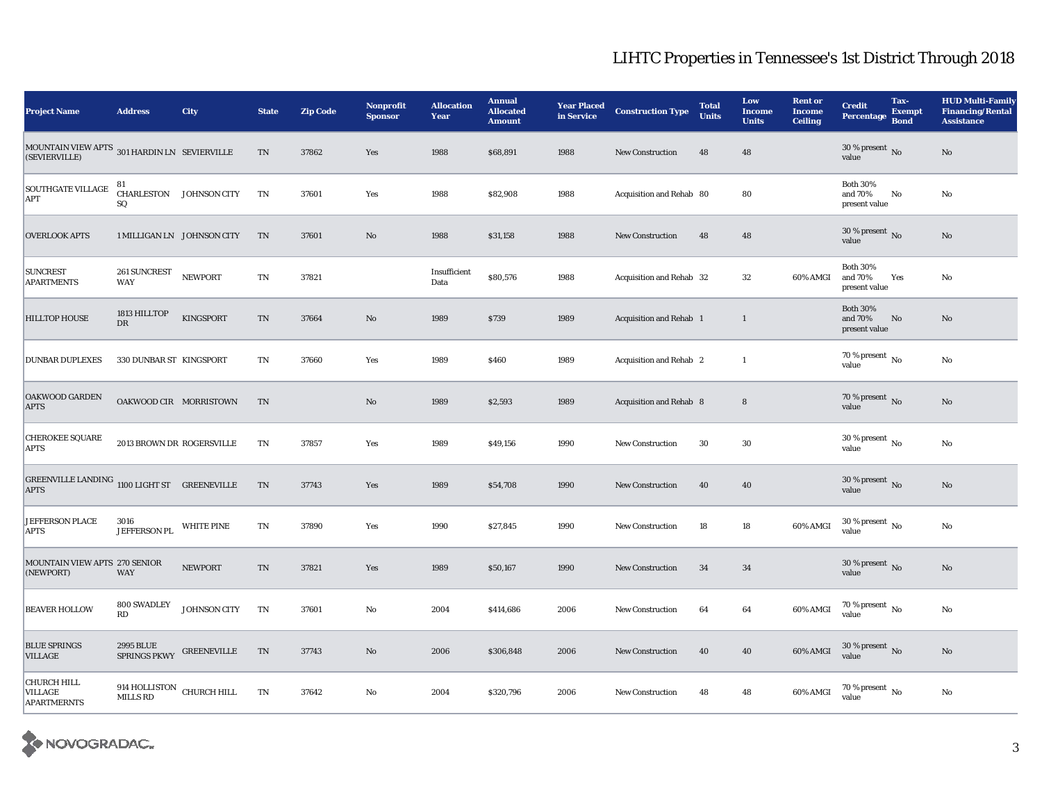## LIHTC Properties in Tennessee's 1st District Through 2018

| Project Name | Address | City | State | Zip Code | Nonprofit Sponsor | Allocation Year | Annual Allocated Amount | Year Placed in Service | Construction Type | Total Units | Low Income Units | Rent or Income Ceiling | Credit Percentage | Tax-Exempt Bond | HUD Multi-Family Financing/Rental Assistance |
|---|---|---|---|---|---|---|---|---|---|---|---|---|---|---|---|
| MOUNTAIN VIEW APTS (SEVIERVILLE) | 301 HARDIN LN | SEVIERVILLE | TN | 37862 | Yes | 1988 | $68,891 | 1988 | New Construction | 48 | 48 | | 30 % present value | No | No |
| SOUTHGATE VILLAGE APT | 81 CHARLESTON SQ | JOHNSON CITY | TN | 37601 | Yes | 1988 | $82,908 | 1988 | Acquisition and Rehab | 80 | 80 | | Both 30% and 70% present value | No | No |
| OVERLOOK APTS | 1 MILLIGAN LN | JOHNSON CITY | TN | 37601 | No | 1988 | $31,158 | 1988 | New Construction | 48 | 48 | | 30 % present value | No | No |
| SUNCREST APARTMENTS | 261 SUNCREST WAY | NEWPORT | TN | 37821 | | Insufficient Data | $80,576 | 1988 | Acquisition and Rehab | 32 | 32 | 60% AMGI | Both 30% and 70% present value | Yes | No |
| HILLTOP HOUSE | 1813 HILLTOP DR | KINGSPORT | TN | 37664 | No | 1989 | $739 | 1989 | Acquisition and Rehab | 1 | 1 | | Both 30% and 70% present value | No | No |
| DUNBAR DUPLEXES | 330 DUNBAR ST | KINGSPORT | TN | 37660 | Yes | 1989 | $460 | 1989 | Acquisition and Rehab | 2 | 1 | | 70 % present value | No | No |
| OAKWOOD GARDEN APTS | OAKWOOD CIR | MORRISTOWN | TN | | No | 1989 | $2,593 | 1989 | Acquisition and Rehab | 8 | 8 | | 70 % present value | No | No |
| CHEROKEE SQUARE APTS | 2013 BROWN DR | ROGERSVILLE | TN | 37857 | Yes | 1989 | $49,156 | 1990 | New Construction | 30 | 30 | | 30 % present value | No | No |
| GREENVILLE LANDING APTS | 1100 LIGHT ST | GREENEVILLE | TN | 37743 | Yes | 1989 | $54,708 | 1990 | New Construction | 40 | 40 | | 30 % present value | No | No |
| JEFFERSON PLACE APTS | 3016 JEFFERSON PL | WHITE PINE | TN | 37890 | Yes | 1990 | $27,845 | 1990 | New Construction | 18 | 18 | 60% AMGI | 30 % present value | No | No |
| MOUNTAIN VIEW APTS (NEWPORT) | 270 SENIOR WAY | NEWPORT | TN | 37821 | Yes | 1989 | $50,167 | 1990 | New Construction | 34 | 34 | | 30 % present value | No | No |
| BEAVER HOLLOW | 800 SWADLEY RD | JOHNSON CITY | TN | 37601 | No | 2004 | $414,686 | 2006 | New Construction | 64 | 64 | 60% AMGI | 70 % present value | No | No |
| BLUE SPRINGS VILLAGE | 2995 BLUE SPRINGS PKWY | GREENEVILLE | TN | 37743 | No | 2006 | $306,848 | 2006 | New Construction | 40 | 40 | 60% AMGI | 30 % present value | No | No |
| CHURCH HILL VILLAGE APARTMERNTS | 914 HOLLISTON MILLS RD | CHURCH HILL | TN | 37642 | No | 2004 | $320,796 | 2006 | New Construction | 48 | 48 | 60% AMGI | 70 % present value | No | No |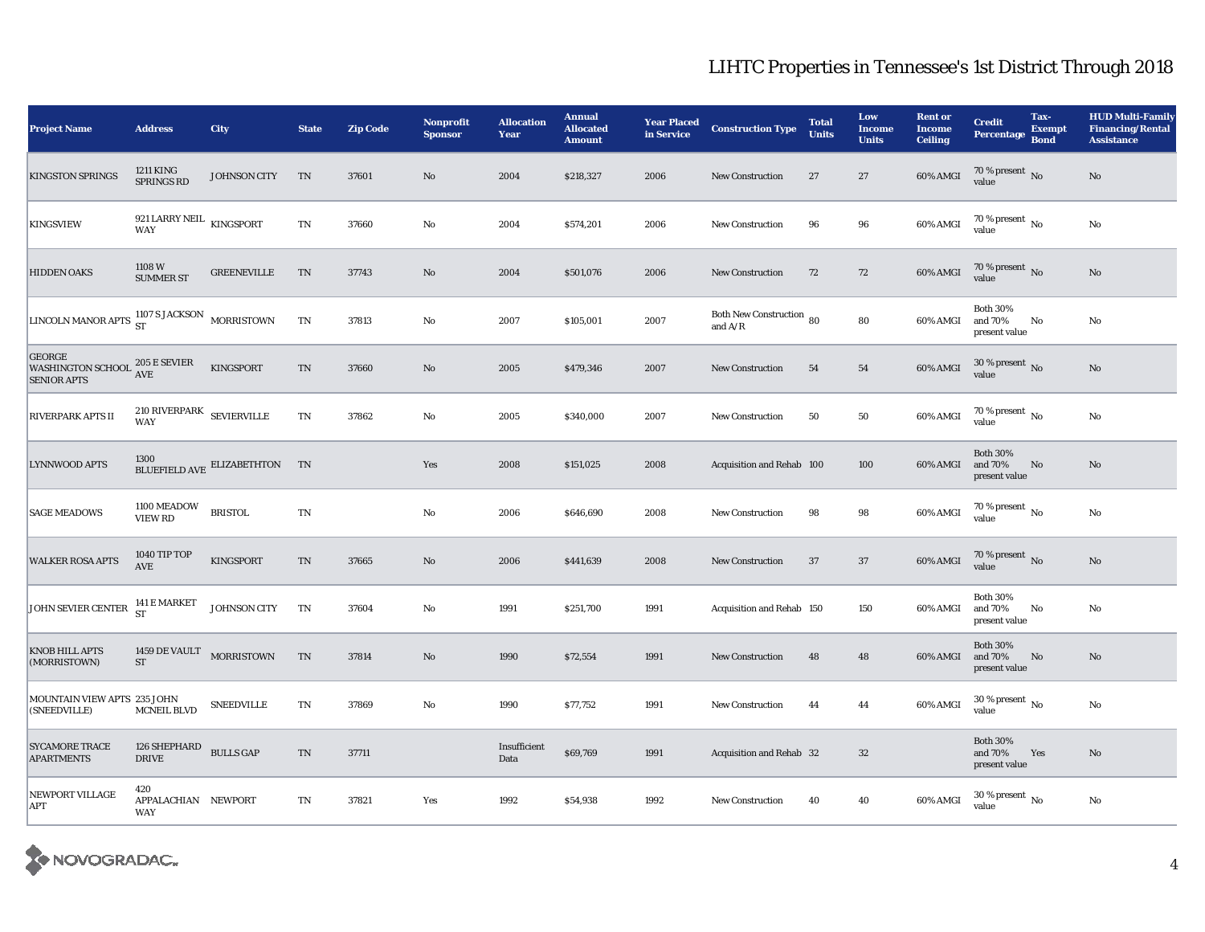# LIHTC Properties in Tennessee's 1st District Through 2018

| Project Name | Address | City | State | Zip Code | Nonprofit Sponsor | Allocation Year | Annual Allocated Amount | Year Placed in Service | Construction Type | Total Units | Low Income Units | Rent or Income Ceiling | Credit Percentage | Tax-Exempt Bond | HUD Multi-Family Financing/Rental Assistance |
|---|---|---|---|---|---|---|---|---|---|---|---|---|---|---|---|
| KINGSTON SPRINGS | 1211 KING SPRINGS RD | JOHNSON CITY | TN | 37601 | No | 2004 | $218,327 | 2006 | New Construction | 27 | 27 | 60% AMGI | 70 % present value | No | No |
| KINGSVIEW | 921 LARRY NEIL WAY | KINGSPORT | TN | 37660 | No | 2004 | $574,201 | 2006 | New Construction | 96 | 96 | 60% AMGI | 70 % present value | No | No |
| HIDDEN OAKS | 1108 W SUMMER ST | GREENEVILLE | TN | 37743 | No | 2004 | $501,076 | 2006 | New Construction | 72 | 72 | 60% AMGI | 70 % present value | No | No |
| LINCOLN MANOR APTS | 1107 S JACKSON ST | MORRISTOWN | TN | 37813 | No | 2007 | $105,001 | 2007 | Both New Construction and A/R | 80 | 80 | 60% AMGI | Both 30% and 70% present value | No | No |
| GEORGE WASHINGTON SCHOOL SENIOR APTS | 205 E SEVIER AVE | KINGSPORT | TN | 37660 | No | 2005 | $479,346 | 2007 | New Construction | 54 | 54 | 60% AMGI | 30 % present value | No | No |
| RIVERPARK APTS II | 210 RIVERPARK WAY | SEVIERVILLE | TN | 37862 | No | 2005 | $340,000 | 2007 | New Construction | 50 | 50 | 60% AMGI | 70 % present value | No | No |
| LYNNWOOD APTS | 1300 BLUEFIELD AVE | ELIZABETHTON | TN | | Yes | 2008 | $151,025 | 2008 | Acquisition and Rehab | 100 | 100 | 60% AMGI | Both 30% and 70% present value | No | No |
| SAGE MEADOWS | 1100 MEADOW VIEW RD | BRISTOL | TN | | No | 2006 | $646,690 | 2008 | New Construction | 98 | 98 | 60% AMGI | 70 % present value | No | No |
| WALKER ROSA APTS | 1040 TIP TOP AVE | KINGSPORT | TN | 37665 | No | 2006 | $441,639 | 2008 | New Construction | 37 | 37 | 60% AMGI | 70 % present value | No | No |
| JOHN SEVIER CENTER | 141 E MARKET ST | JOHNSON CITY | TN | 37604 | No | 1991 | $251,700 | 1991 | Acquisition and Rehab | 150 | 150 | 60% AMGI | Both 30% and 70% present value | No | No |
| KNOB HILL APTS (MORRISTOWN) | 1459 DE VAULT ST | MORRISTOWN | TN | 37814 | No | 1990 | $72,554 | 1991 | New Construction | 48 | 48 | 60% AMGI | Both 30% and 70% present value | No | No |
| MOUNTAIN VIEW APTS (SNEEDVILLE) | 235 JOHN MCNEIL BLVD | SNEEDVILLE | TN | 37869 | No | 1990 | $77,752 | 1991 | New Construction | 44 | 44 | 60% AMGI | 30 % present value | No | No |
| SYCAMORE TRACE APARTMENTS | 126 SHEPHARD DRIVE | BULLS GAP | TN | 37711 | | Insufficient Data | $69,769 | 1991 | Acquisition and Rehab | 32 | 32 | | Both 30% and 70% present value | Yes | No |
| NEWPORT VILLAGE APT | 420 APPALACHIAN WAY | NEWPORT | TN | 37821 | Yes | 1992 | $54,938 | 1992 | New Construction | 40 | 40 | 60% AMGI | 30 % present value | No | No |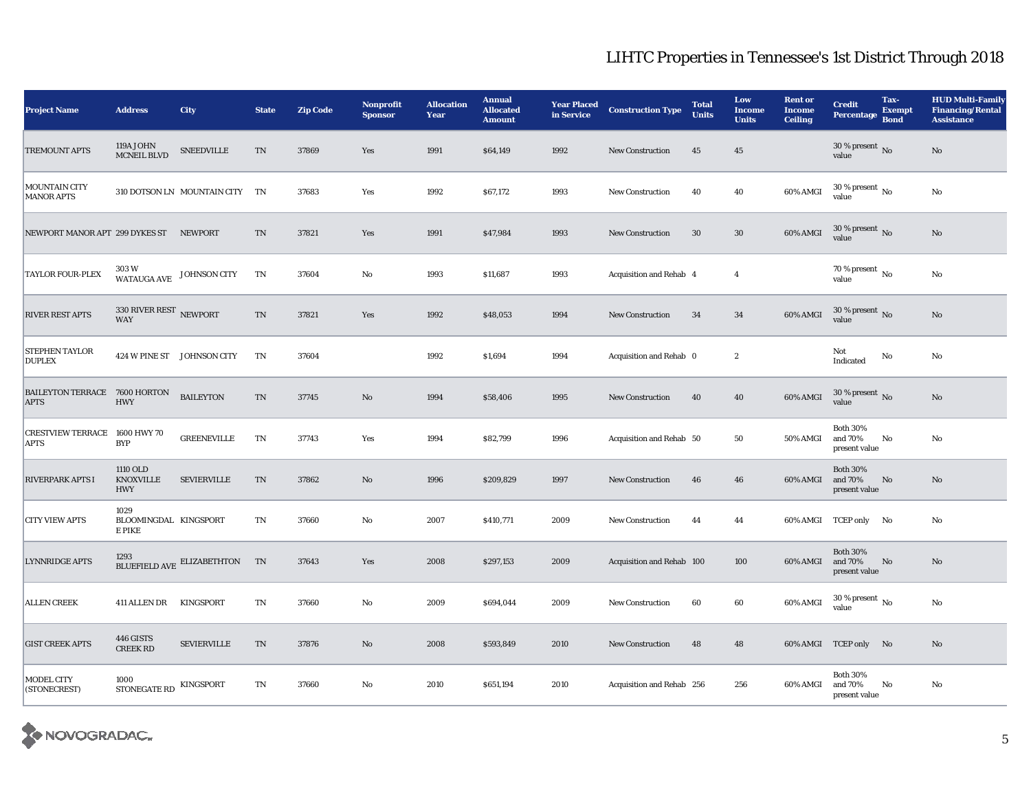# LIHTC Properties in Tennessee's 1st District Through 2018

| Project Name | Address | City | State | Zip Code | Nonprofit Sponsor | Allocation Year | Annual Allocated Amount | Year Placed in Service | Construction Type | Total Units | Low Income Units | Rent or Income Ceiling | Credit Percentage | Tax-Exempt Bond | HUD Multi-Family Financing/Rental Assistance |
|---|---|---|---|---|---|---|---|---|---|---|---|---|---|---|---|
| TREMOUNT APTS | 119A JOHN MCNEIL BLVD | SNEEDVILLE | TN | 37869 | Yes | 1991 | $64,149 | 1992 | New Construction | 45 | 45 | | 30 % present value | No | No |
| MOUNTAIN CITY MANOR APTS | 310 DOTSON LN | MOUNTAIN CITY | TN | 37683 | Yes | 1992 | $67,172 | 1993 | New Construction | 40 | 40 | 60% AMGI | 30 % present value | No | No |
| NEWPORT MANOR APT | 299 DYKES ST | NEWPORT | TN | 37821 | Yes | 1991 | $47,984 | 1993 | New Construction | 30 | 30 | 60% AMGI | 30 % present value | No | No |
| TAYLOR FOUR-PLEX | 303 W WATAUGA AVE | JOHNSON CITY | TN | 37604 | No | 1993 | $11,687 | 1993 | Acquisition and Rehab | 4 | 4 | | 70 % present value | No | No |
| RIVER REST APTS | 330 RIVER REST WAY | NEWPORT | TN | 37821 | Yes | 1992 | $48,053 | 1994 | New Construction | 34 | 34 | 60% AMGI | 30 % present value | No | No |
| STEPHEN TAYLOR DUPLEX | 424 W PINE ST | JOHNSON CITY | TN | 37604 | | 1992 | $1,694 | 1994 | Acquisition and Rehab | 0 | 2 | | Not Indicated | No | No |
| BAILEYTON TERRACE APTS | 7600 HORTON HWY | BAILEYTON | TN | 37745 | No | 1994 | $58,406 | 1995 | New Construction | 40 | 40 | 60% AMGI | 30 % present value | No | No |
| CRESTVIEW TERRACE APTS | 1600 HWY 70 BYP | GREENEVILLE | TN | 37743 | Yes | 1994 | $82,799 | 1996 | Acquisition and Rehab | 50 | 50 | 50% AMGI | Both 30% and 70% present value | No | No |
| RIVERPARK APTS I | 1110 OLD KNOXVILLE HWY | SEVIERVILLE | TN | 37862 | No | 1996 | $209,829 | 1997 | New Construction | 46 | 46 | 60% AMGI | Both 30% and 70% present value | No | No |
| CITY VIEW APTS | 1029 BLOOMINGDALE PIKE | KINGSPORT | TN | 37660 | No | 2007 | $410,771 | 2009 | New Construction | 44 | 44 | 60% AMGI | TCEP only | No | No |
| LYNNRIDGE APTS | 1293 BLUEFIELD AVE | ELIZABETHTON | TN | 37643 | Yes | 2008 | $297,153 | 2009 | Acquisition and Rehab | 100 | 100 | 60% AMGI | Both 30% and 70% present value | No | No |
| ALLEN CREEK | 411 ALLEN DR | KINGSPORT | TN | 37660 | No | 2009 | $694,044 | 2009 | New Construction | 60 | 60 | 60% AMGI | 30 % present value | No | No |
| GIST CREEK APTS | 446 GISTS CREEK RD | SEVIERVILLE | TN | 37876 | No | 2008 | $593,849 | 2010 | New Construction | 48 | 48 | 60% AMGI | TCEP only | No | No |
| MODEL CITY (STONECREST) | 1000 STONEGATE RD | KINGSPORT | TN | 37660 | No | 2010 | $651,194 | 2010 | Acquisition and Rehab | 256 | 256 | 60% AMGI | Both 30% and 70% present value | No | No |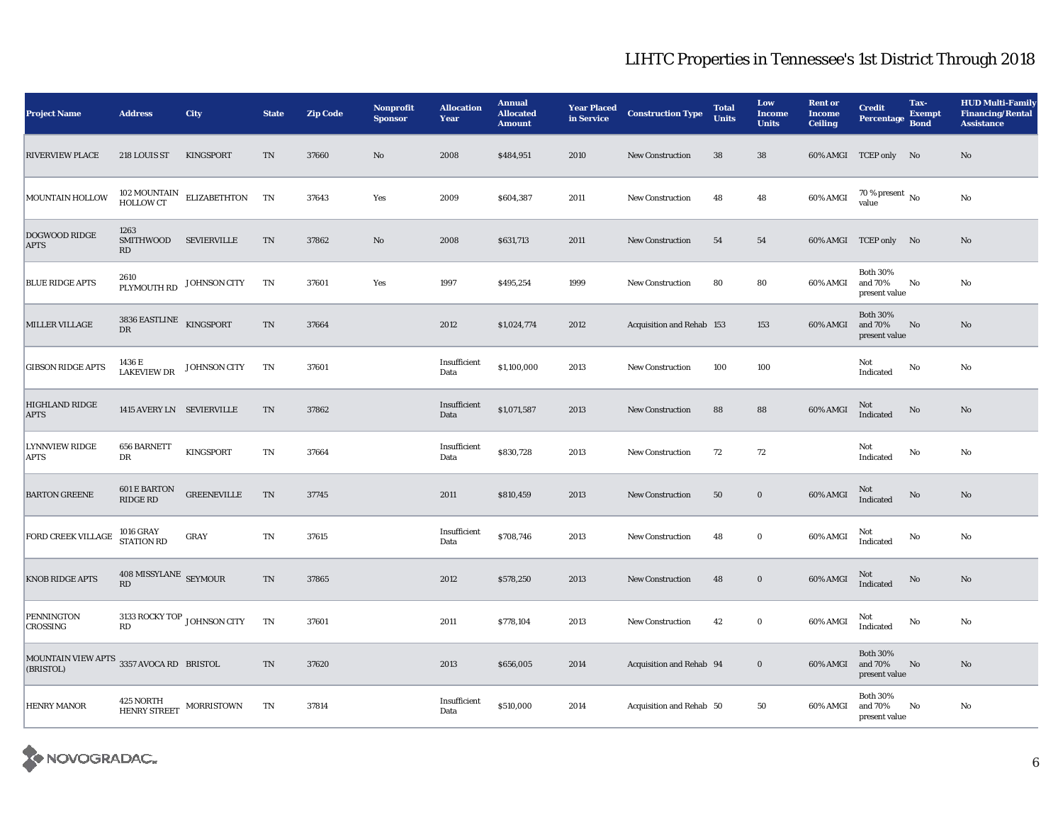# LIHTC Properties in Tennessee's 1st District Through 2018

| Project Name | Address | City | State | Zip Code | Nonprofit Sponsor | Allocation Year | Annual Allocated Amount | Year Placed in Service | Construction Type | Total Units | Low Income Units | Rent or Income Ceiling | Credit Percentage | Tax-Exempt Bond | HUD Multi-Family Financing/Rental Assistance |
|---|---|---|---|---|---|---|---|---|---|---|---|---|---|---|---|
| RIVERVIEW PLACE | 218 LOUIS ST | KINGSPORT | TN | 37660 | No | 2008 | $484,951 | 2010 | New Construction | 38 | 38 | 60% AMGI | TCEP only | No | No |
| MOUNTAIN HOLLOW | 102 MOUNTAIN HOLLOW CT | ELIZABETHTON | TN | 37643 | Yes | 2009 | $604,387 | 2011 | New Construction | 48 | 48 | 60% AMGI | 70 % present value | No | No |
| DOGWOOD RIDGE APTS | 1263 SMITHWOOD RD | SEVIERVILLE | TN | 37862 | No | 2008 | $631,713 | 2011 | New Construction | 54 | 54 | 60% AMGI | TCEP only | No | No |
| BLUE RIDGE APTS | 2610 PLYMOUTH RD | JOHNSON CITY | TN | 37601 | Yes | 1997 | $495,254 | 1999 | New Construction | 80 | 80 | 60% AMGI | Both 30% and 70% present value | No | No |
| MILLER VILLAGE | 3836 EASTLINE DR | KINGSPORT | TN | 37664 | | 2012 | $1,024,774 | 2012 | Acquisition and Rehab | 153 | 153 | 60% AMGI | Both 30% and 70% present value | No | No |
| GIBSON RIDGE APTS | 1436 E LAKEVIEW DR | JOHNSON CITY | TN | 37601 | | Insufficient Data | $1,100,000 | 2013 | New Construction | 100 | 100 | | Not Indicated | No | No |
| HIGHLAND RIDGE APTS | 1415 AVERY LN | SEVIERVILLE | TN | 37862 | | Insufficient Data | $1,071,587 | 2013 | New Construction | 88 | 88 | 60% AMGI | Not Indicated | No | No |
| LYNNVIEW RIDGE APTS | 656 BARNETT DR | KINGSPORT | TN | 37664 | | Insufficient Data | $830,728 | 2013 | New Construction | 72 | 72 | | Not Indicated | No | No |
| BARTON GREENE | 601 E BARTON RIDGE RD | GREENEVILLE | TN | 37745 | | 2011 | $810,459 | 2013 | New Construction | 50 | 0 | 60% AMGI | Not Indicated | No | No |
| FORD CREEK VILLAGE | 1016 GRAY STATION RD | GRAY | TN | 37615 | | Insufficient Data | $708,746 | 2013 | New Construction | 48 | 0 | 60% AMGI | Not Indicated | No | No |
| KNOB RIDGE APTS | 408 MISSYLANE RD | SEYMOUR | TN | 37865 | | 2012 | $578,250 | 2013 | New Construction | 48 | 0 | 60% AMGI | Not Indicated | No | No |
| PENNINGTON CROSSING | 3133 ROCKY TOP RD | JOHNSON CITY | TN | 37601 | | 2011 | $778,104 | 2013 | New Construction | 42 | 0 | 60% AMGI | Not Indicated | No | No |
| MOUNTAIN VIEW APTS (BRISTOL) | 3357 AVOCA RD | BRISTOL | TN | 37620 | | 2013 | $656,005 | 2014 | Acquisition and Rehab | 94 | 0 | 60% AMGI | Both 30% and 70% present value | No | No |
| HENRY MANOR | 425 NORTH HENRY STREET | MORRISTOWN | TN | 37814 | | Insufficient Data | $510,000 | 2014 | Acquisition and Rehab | 50 | 50 | 60% AMGI | Both 30% and 70% present value | No | No |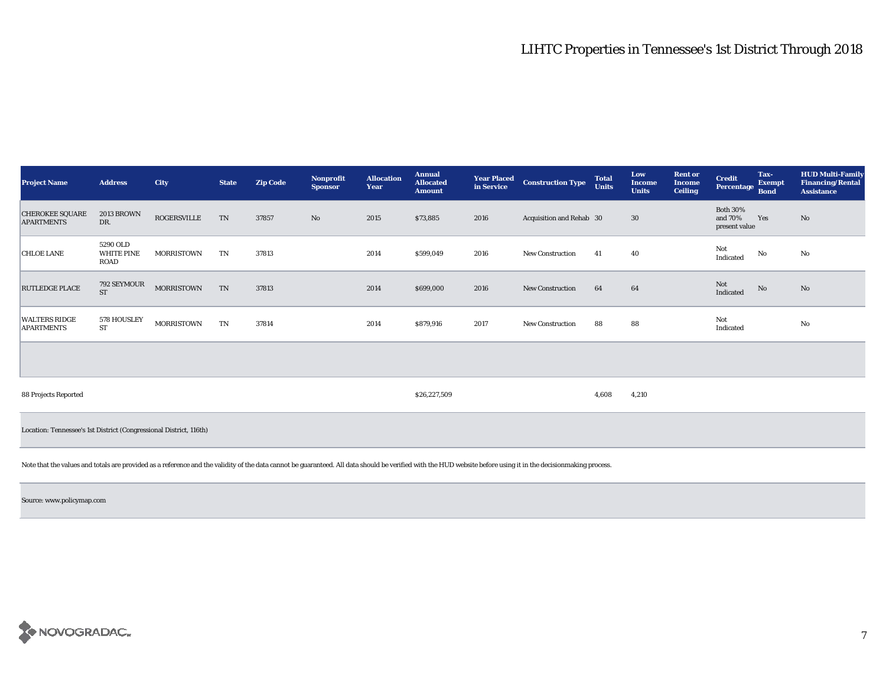# LIHTC Properties in Tennessee's 1st District Through 2018

| Project Name | Address | City | State | Zip Code | Nonprofit Sponsor | Allocation Year | Annual Allocated Amount | Year Placed in Service | Construction Type | Total Units | Low Income Units | Rent or Income Ceiling | Credit Percentage | Tax-Exempt Bond | HUD Multi-Family Financing/Rental Assistance |
|---|---|---|---|---|---|---|---|---|---|---|---|---|---|---|---|
| CHEROKEE SQUARE APARTMENTS | 2013 BROWN DR. | ROGERSVILLE | TN | 37857 | No | 2015 | $73,885 | 2016 | Acquisition and Rehab | 30 | 30 | | Both 30% and 70% present value | Yes | No |
| CHLOE LANE | 5290 OLD WHITE PINE ROAD | MORRISTOWN | TN | 37813 | | 2014 | $599,049 | 2016 | New Construction | 41 | 40 | | Not Indicated | No | No |
| RUTLEDGE PLACE | 792 SEYMOUR ST | MORRISTOWN | TN | 37813 | | 2014 | $699,000 | 2016 | New Construction | 64 | 64 | | Not Indicated | No | No |
| WALTERS RIDGE APARTMENTS | 578 HOUSLEY ST | MORRISTOWN | TN | 37814 | | 2014 | $879,916 | 2017 | New Construction | 88 | 88 | | Not Indicated | | No |
| | | | | | | | | | | | | | | | |
| 88 Projects Reported | | | | | | | $26,227,509 | | | 4,608 | 4,210 | | | | |

Location: Tennessee's 1st District (Congressional District, 116th)

Note that the values and totals are provided as a reference and the validity of the data cannot be guaranteed. All data should be verified with the HUD website before using it in the decisionmaking process.

Source: www.policymap.com